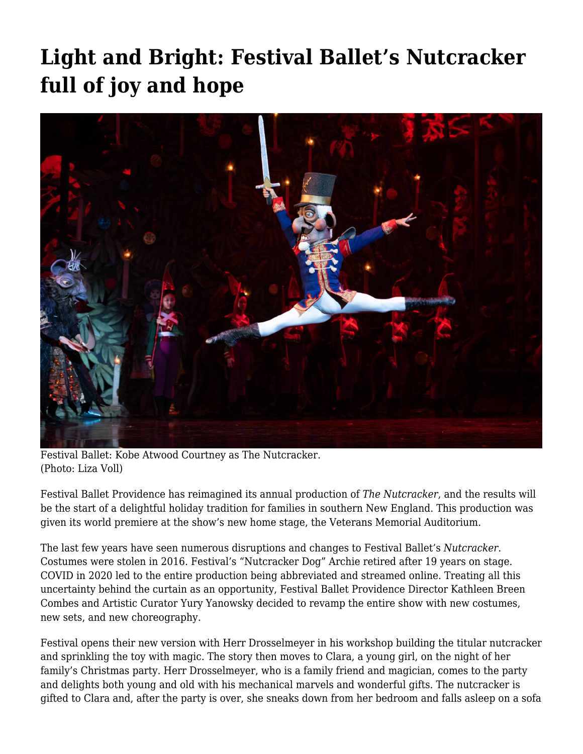# Light and Bright: Festival Ballet's Nutcracker full of joy and hope

Festival Ballet: Kobe Atwood Courtney as The Nutcracker.
(Photo: Liza Voll)

Festival Ballet Providence has reimagined its annual production of *The Nutcracker*, and the results will be the start of a delightful holiday tradition for families in southern New England. This production was given its world premiere at the show's new home stage, the Veterans Memorial Auditorium.

The last few years have seen numerous disruptions and changes to Festival Ballet's *Nutcracker*. Costumes were stolen in 2016. Festival's "Nutcracker Dog" Archie retired after 19 years on stage. COVID in 2020 led to the entire production being abbreviated and streamed online. Treating all this uncertainty behind the curtain as an opportunity, Festival Ballet Providence Director Kathleen Breen Combes and Artistic Curator Yury Yanowsky decided to revamp the entire show with new costumes, new sets, and new choreography.

Festival opens their new version with Herr Drosselmeyer in his workshop building the titular nutcracker and sprinkling the toy with magic. The story then moves to Clara, a young girl, on the night of her family's Christmas party. Herr Drosselmeyer, who is a family friend and magician, comes to the party and delights both young and old with his mechanical marvels and wonderful gifts. The nutcracker is gifted to Clara and, after the party is over, she sneaks down from her bedroom and falls asleep on a sofa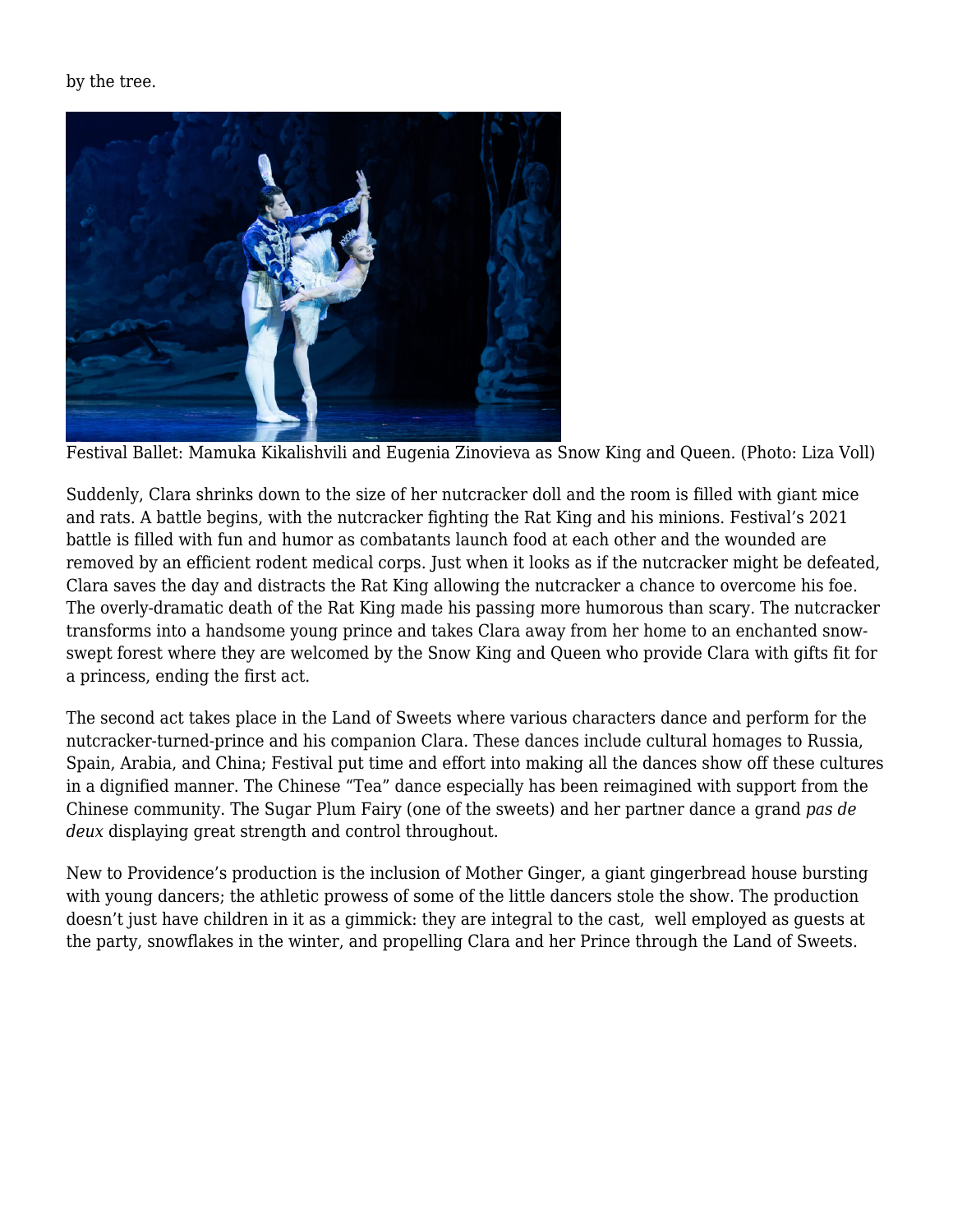by the tree.

Festival Ballet: Mamuka Kikalishvili and Eugenia Zinovieva as Snow King and Queen. (Photo: Liza Voll)

Suddenly, Clara shrinks down to the size of her nutcracker doll and the room is filled with giant mice and rats. A battle begins, with the nutcracker fighting the Rat King and his minions. Festival's 2021 battle is filled with fun and humor as combatants launch food at each other and the wounded are removed by an efficient rodent medical corps. Just when it looks as if the nutcracker might be defeated, Clara saves the day and distracts the Rat King allowing the nutcracker a chance to overcome his foe. The overly-dramatic death of the Rat King made his passing more humorous than scary. The nutcracker transforms into a handsome young prince and takes Clara away from her home to an enchanted snow-swept forest where they are welcomed by the Snow King and Queen who provide Clara with gifts fit for a princess, ending the first act.

The second act takes place in the Land of Sweets where various characters dance and perform for the nutcracker-turned-prince and his companion Clara. These dances include cultural homages to Russia, Spain, Arabia, and China; Festival put time and effort into making all the dances show off these cultures in a dignified manner. The Chinese "Tea" dance especially has been reimagined with support from the Chinese community. The Sugar Plum Fairy (one of the sweets) and her partner dance a grand *pas de deux* displaying great strength and control throughout.

New to Providence's production is the inclusion of Mother Ginger, a giant gingerbread house bursting with young dancers; the athletic prowess of some of the little dancers stole the show. The production doesn't just have children in it as a gimmick: they are integral to the cast, well employed as guests at the party, snowflakes in the winter, and propelling Clara and her Prince through the Land of Sweets.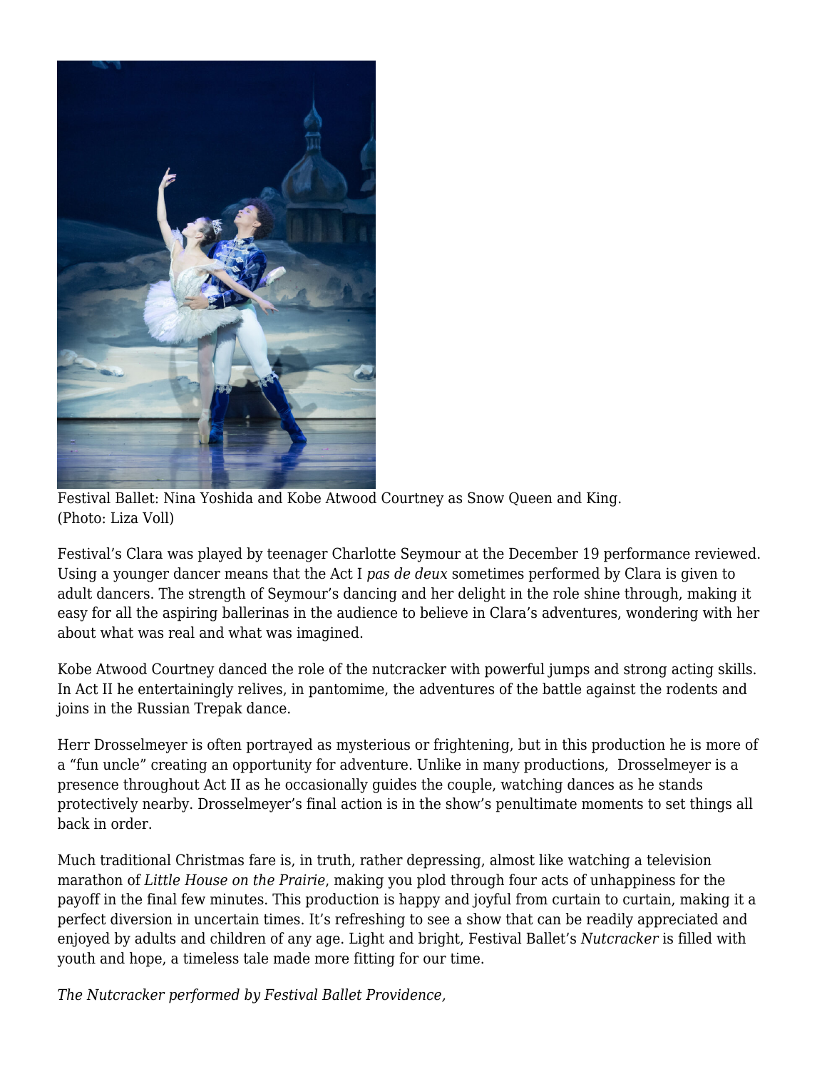Festival Ballet: Nina Yoshida and Kobe Atwood Courtney as Snow Queen and King. (Photo: Liza Voll)

Festival's Clara was played by teenager Charlotte Seymour at the December 19 performance reviewed. Using a younger dancer means that the Act I *pas de deux* sometimes performed by Clara is given to adult dancers. The strength of Seymour's dancing and her delight in the role shine through, making it easy for all the aspiring ballerinas in the audience to believe in Clara's adventures, wondering with her about what was real and what was imagined.

Kobe Atwood Courtney danced the role of the nutcracker with powerful jumps and strong acting skills. In Act II he entertainingly relives, in pantomime, the adventures of the battle against the rodents and joins in the Russian Trepak dance.

Herr Drosselmeyer is often portrayed as mysterious or frightening, but in this production he is more of a "fun uncle" creating an opportunity for adventure. Unlike in many productions, Drosselmeyer is a presence throughout Act II as he occasionally guides the couple, watching dances as he stands protectively nearby. Drosselmeyer's final action is in the show's penultimate moments to set things all back in order.

Much traditional Christmas fare is, in truth, rather depressing, almost like watching a television marathon of *Little House on the Prairie*, making you plod through four acts of unhappiness for the payoff in the final few minutes. This production is happy and joyful from curtain to curtain, making it a perfect diversion in uncertain times. It's refreshing to see a show that can be readily appreciated and enjoyed by adults and children of any age. Light and bright, Festival Ballet's *Nutcracker* is filled with youth and hope, a timeless tale made more fitting for our time.

*The Nutcracker performed by Festival Ballet Providence,*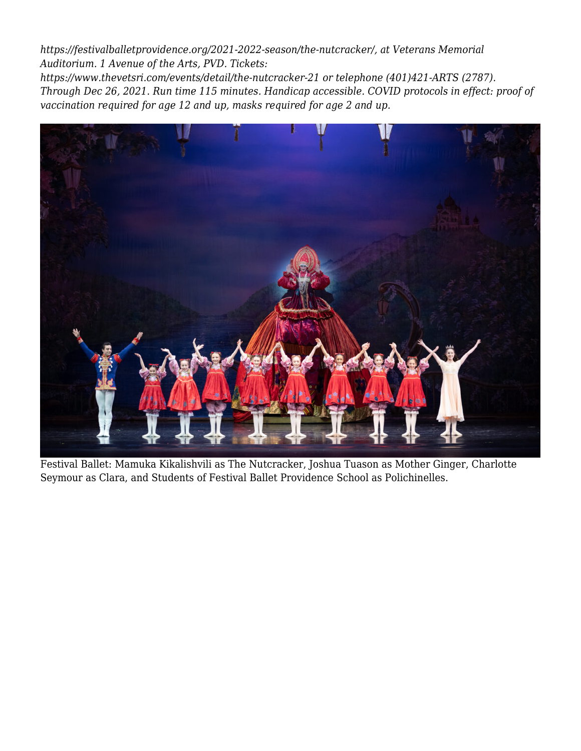*https://festivalballetprovidence.org/2021-2022-season/the-nutcracker/, at Veterans Memorial Auditorium. 1 Avenue of the Arts, PVD. Tickets: https://www.thevetsri.com/events/detail/the-nutcracker-21 or telephone (401)421-ARTS (2787). Through Dec 26, 2021. Run time 115 minutes. Handicap accessible. COVID protocols in effect: proof of vaccination required for age 12 and up, masks required for age 2 and up.*

Festival Ballet: Mamuka Kikalishvili as The Nutcracker, Joshua Tuason as Mother Ginger, Charlotte Seymour as Clara, and Students of Festival Ballet Providence School as Polichinelles.